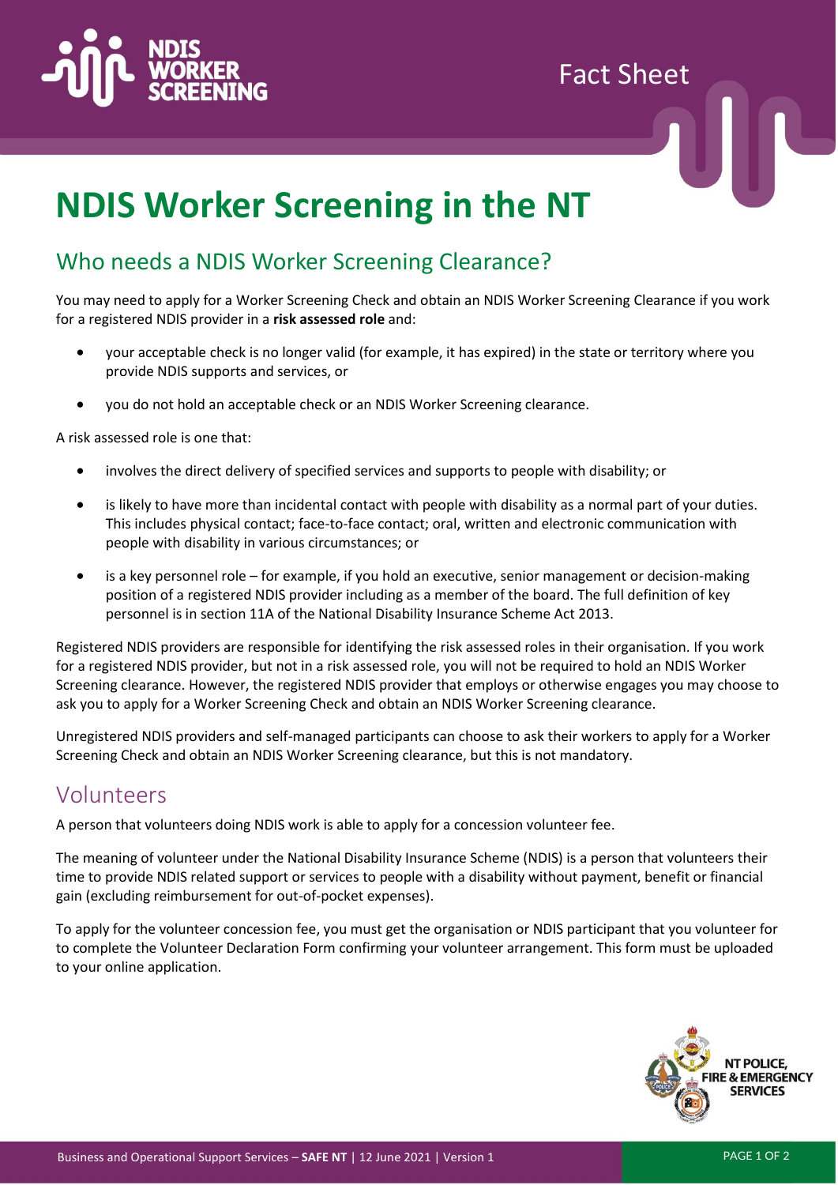Fact Sheet

# NDIS Worker Screening in the NT

## Who needs a NDIS Worker Screening Clearance?

You may need to apply for a Worker Screening Check and obtain an NDIS Worker Screening Clearance if you work for a registered NDIS provider in a **risk assessed role** and:

- your acceptable check is no longer valid (for example, it has expired) in the state or territory where you provide NDIS supports and services, or
- you do not hold an acceptable check or an NDIS Worker Screening clearance.

A risk assessed role is one that:

- involves the direct delivery of specified services and supports to people with disability; or
- is likely to have more than incidental contact with people with disability as a normal part of your duties. This includes physical contact; face-to-face contact; oral, written and electronic communication with people with disability in various circumstances; or
- is a key personnel role – for example, if you hold an executive, senior management or decision-making position of a registered NDIS provider including as a member of the board. The full definition of key personnel is in section 11A of the National Disability Insurance Scheme Act 2013.

Registered NDIS providers are responsible for identifying the risk assessed roles in their organisation. If you work for a registered NDIS provider, but not in a risk assessed role, you will not be required to hold an NDIS Worker Screening clearance. However, the registered NDIS provider that employs or otherwise engages you may choose to ask you to apply for a Worker Screening Check and obtain an NDIS Worker Screening clearance.

Unregistered NDIS providers and self-managed participants can choose to ask their workers to apply for a Worker Screening Check and obtain an NDIS Worker Screening clearance, but this is not mandatory.

## Volunteers

A person that volunteers doing NDIS work is able to apply for a concession volunteer fee.

The meaning of volunteer under the National Disability Insurance Scheme (NDIS) is a person that volunteers their time to provide NDIS related support or services to people with a disability without payment, benefit or financial gain (excluding reimbursement for out-of-pocket expenses).

To apply for the volunteer concession fee, you must get the organisation or NDIS participant that you volunteer for to complete the Volunteer Declaration Form confirming your volunteer arrangement. This form must be uploaded to your online application.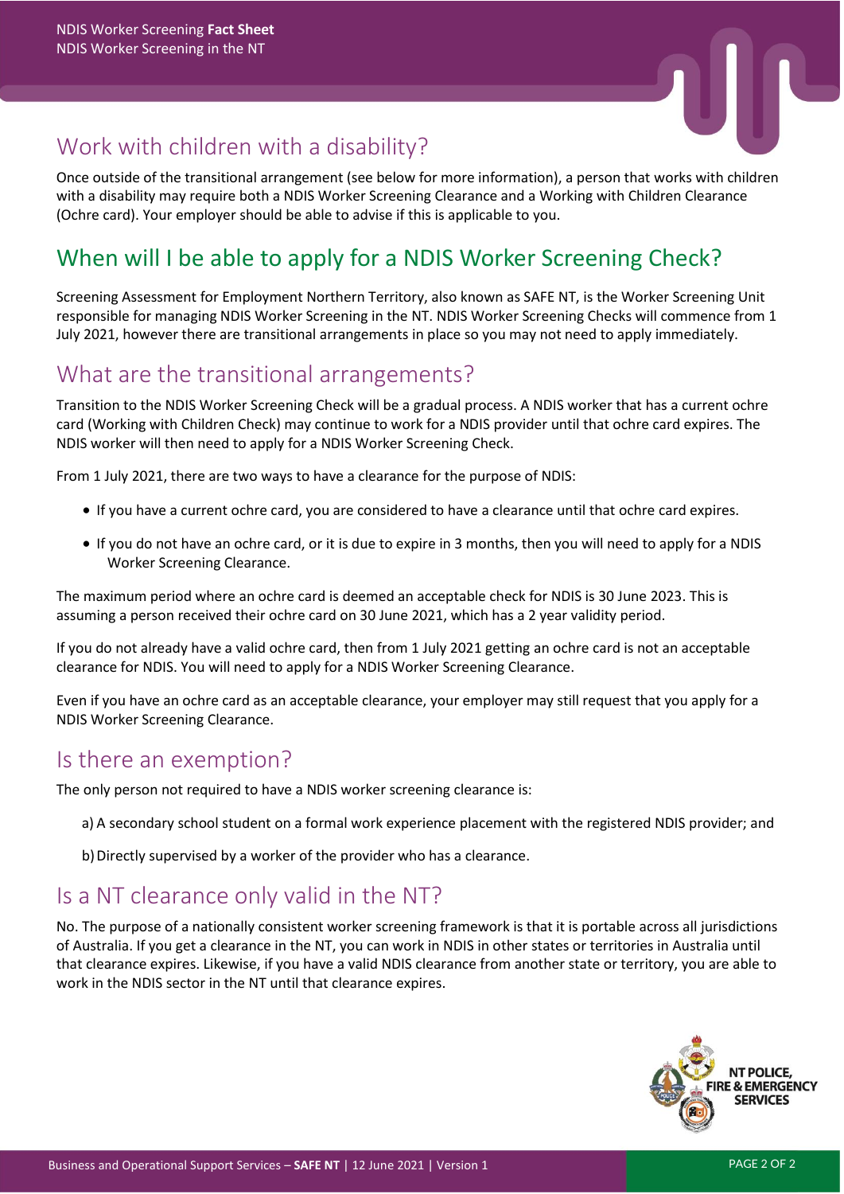## Work with children with a disability?

Once outside of the transitional arrangement (see below for more information), a person that works with children with a disability may require both a NDIS Worker Screening Clearance and a Working with Children Clearance (Ochre card). Your employer should be able to advise if this is applicable to you.

# When will I be able to apply for a NDIS Worker Screening Check?

Screening Assessment for Employment Northern Territory, also known as SAFE NT, is the Worker Screening Unit responsible for managing NDIS Worker Screening in the NT. NDIS Worker Screening Checks will commence from 1 July 2021, however there are transitional arrangements in place so you may not need to apply immediately.

## What are the transitional arrangements?

Transition to the NDIS Worker Screening Check will be a gradual process. A NDIS worker that has a current ochre card (Working with Children Check) may continue to work for a NDIS provider until that ochre card expires. The NDIS worker will then need to apply for a NDIS Worker Screening Check.

From 1 July 2021, there are two ways to have a clearance for the purpose of NDIS:

- If you have a current ochre card, you are considered to have a clearance until that ochre card expires.
- If you do not have an ochre card, or it is due to expire in 3 months, then you will need to apply for a NDIS Worker Screening Clearance.

The maximum period where an ochre card is deemed an acceptable check for NDIS is 30 June 2023. This is assuming a person received their ochre card on 30 June 2021, which has a 2 year validity period.

If you do not already have a valid ochre card, then from 1 July 2021 getting an ochre card is not an acceptable clearance for NDIS. You will need to apply for a NDIS Worker Screening Clearance.

Even if you have an ochre card as an acceptable clearance, your employer may still request that you apply for a NDIS Worker Screening Clearance.

## Is there an exemption?

The only person not required to have a NDIS worker screening clearance is:

a) A secondary school student on a formal work experience placement with the registered NDIS provider; and

b) Directly supervised by a worker of the provider who has a clearance.

## Is a NT clearance only valid in the NT?

No. The purpose of a nationally consistent worker screening framework is that it is portable across all jurisdictions of Australia. If you get a clearance in the NT, you can work in NDIS in other states or territories in Australia until that clearance expires. Likewise, if you have a valid NDIS clearance from another state or territory, you are able to work in the NDIS sector in the NT until that clearance expires.

NT POLICE, FIRE & EMERGENCY SERVICES